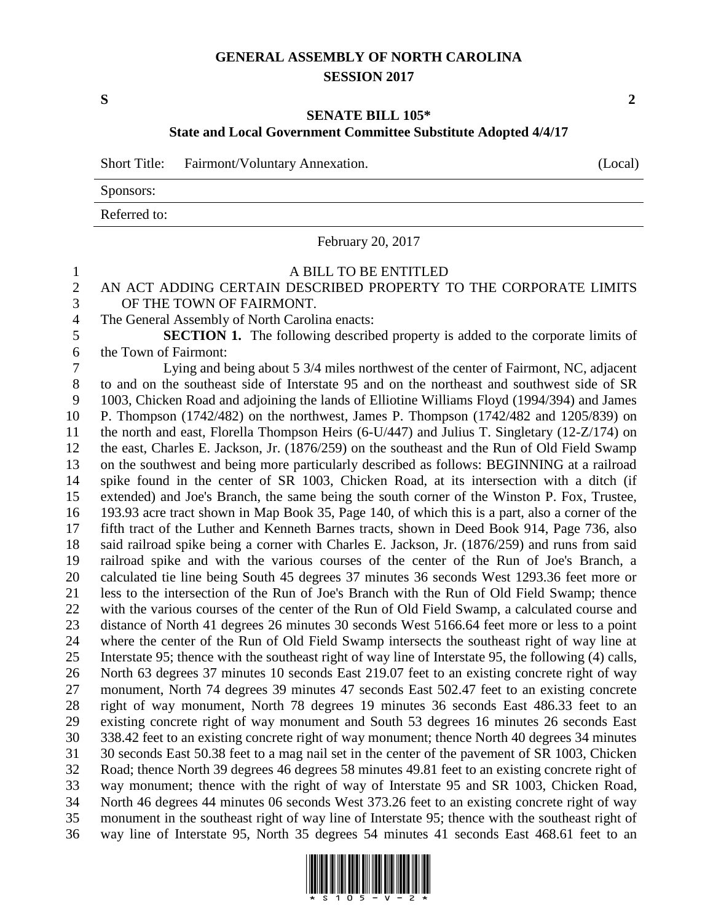# GENERAL ASSEMBLY OF NORTH CAROLINA
## SESSION 2017

**S** **2**

## SENATE BILL 105*
### State and Local Government Committee Substitute Adopted 4/4/17

Short Title: Fairmont/Voluntary Annexation. (Local)

Sponsors:

Referred to:

February 20, 2017

A BILL TO BE ENTITLED

AN ACT ADDING CERTAIN DESCRIBED PROPERTY TO THE CORPORATE LIMITS OF THE TOWN OF FAIRMONT.

The General Assembly of North Carolina enacts:

**SECTION 1.** The following described property is added to the corporate limits of the Town of Fairmont:

Lying and being about 5 3/4 miles northwest of the center of Fairmont, NC, adjacent to and on the southeast side of Interstate 95 and on the northeast and southwest side of SR 1003, Chicken Road and adjoining the lands of Elliotine Williams Floyd (1994/394) and James P. Thompson (1742/482) on the northwest, James P. Thompson (1742/482 and 1205/839) on the north and east, Florella Thompson Heirs (6-U/447) and Julius T. Singletary (12-Z/174) on the east, Charles E. Jackson, Jr. (1876/259) on the southeast and the Run of Old Field Swamp on the southwest and being more particularly described as follows: BEGINNING at a railroad spike found in the center of SR 1003, Chicken Road, at its intersection with a ditch (if extended) and Joe's Branch, the same being the south corner of the Winston P. Fox, Trustee, 193.93 acre tract shown in Map Book 35, Page 140, of which this is a part, also a corner of the fifth tract of the Luther and Kenneth Barnes tracts, shown in Deed Book 914, Page 736, also said railroad spike being a corner with Charles E. Jackson, Jr. (1876/259) and runs from said railroad spike and with the various courses of the center of the Run of Joe's Branch, a calculated tie line being South 45 degrees 37 minutes 36 seconds West 1293.36 feet more or less to the intersection of the Run of Joe's Branch with the Run of Old Field Swamp; thence with the various courses of the center of the Run of Old Field Swamp, a calculated course and distance of North 41 degrees 26 minutes 30 seconds West 5166.64 feet more or less to a point where the center of the Run of Old Field Swamp intersects the southeast right of way line at Interstate 95; thence with the southeast right of way line of Interstate 95, the following (4) calls, North 63 degrees 37 minutes 10 seconds East 219.07 feet to an existing concrete right of way monument, North 74 degrees 39 minutes 47 seconds East 502.47 feet to an existing concrete right of way monument, North 78 degrees 19 minutes 36 seconds East 486.33 feet to an existing concrete right of way monument and South 53 degrees 16 minutes 26 seconds East 338.42 feet to an existing concrete right of way monument; thence North 40 degrees 34 minutes 30 seconds East 50.38 feet to a mag nail set in the center of the pavement of SR 1003, Chicken Road; thence North 39 degrees 46 degrees 58 minutes 49.81 feet to an existing concrete right of way monument; thence with the right of way of Interstate 95 and SR 1003, Chicken Road, North 46 degrees 44 minutes 06 seconds West 373.26 feet to an existing concrete right of way monument in the southeast right of way line of Interstate 95; thence with the southeast right of way line of Interstate 95, North 35 degrees 54 minutes 41 seconds East 468.61 feet to an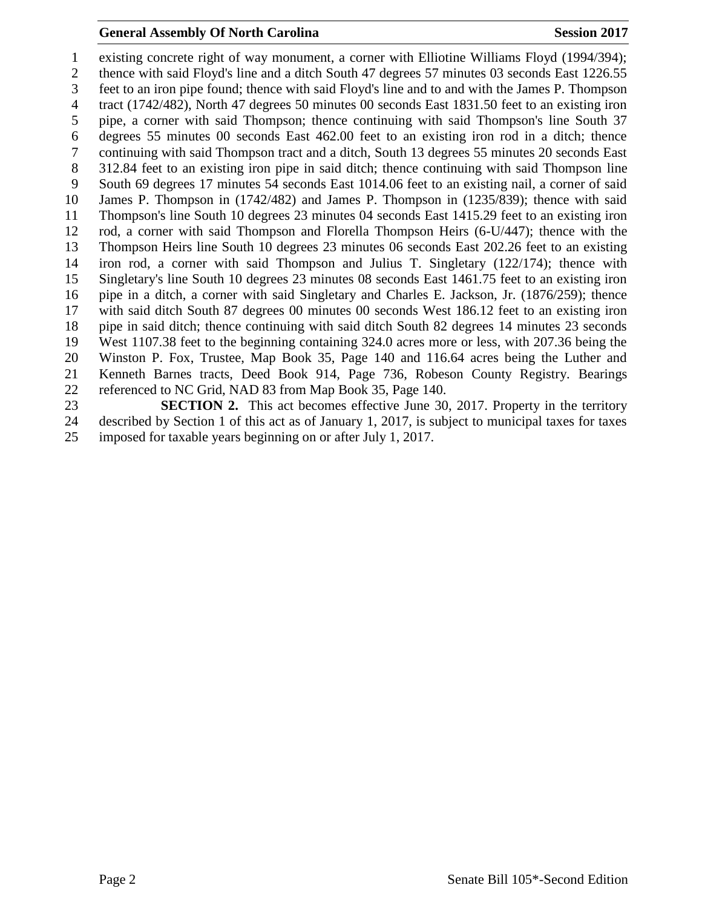existing concrete right of way monument, a corner with Elliotine Williams Floyd (1994/394); thence with said Floyd's line and a ditch South 47 degrees 57 minutes 03 seconds East 1226.55 feet to an iron pipe found; thence with said Floyd's line and to and with the James P. Thompson tract (1742/482), North 47 degrees 50 minutes 00 seconds East 1831.50 feet to an existing iron pipe, a corner with said Thompson; thence continuing with said Thompson's line South 37 degrees 55 minutes 00 seconds East 462.00 feet to an existing iron rod in a ditch; thence continuing with said Thompson tract and a ditch, South 13 degrees 55 minutes 20 seconds East 312.84 feet to an existing iron pipe in said ditch; thence continuing with said Thompson line South 69 degrees 17 minutes 54 seconds East 1014.06 feet to an existing nail, a corner of said James P. Thompson in (1742/482) and James P. Thompson in (1235/839); thence with said Thompson's line South 10 degrees 23 minutes 04 seconds East 1415.29 feet to an existing iron rod, a corner with said Thompson and Florella Thompson Heirs (6-U/447); thence with the Thompson Heirs line South 10 degrees 23 minutes 06 seconds East 202.26 feet to an existing iron rod, a corner with said Thompson and Julius T. Singletary (122/174); thence with Singletary's line South 10 degrees 23 minutes 08 seconds East 1461.75 feet to an existing iron pipe in a ditch, a corner with said Singletary and Charles E. Jackson, Jr. (1876/259); thence with said ditch South 87 degrees 00 minutes 00 seconds West 186.12 feet to an existing iron pipe in said ditch; thence continuing with said ditch South 82 degrees 14 minutes 23 seconds West 1107.38 feet to the beginning containing 324.0 acres more or less, with 207.36 being the Winston P. Fox, Trustee, Map Book 35, Page 140 and 116.64 acres being the Luther and Kenneth Barnes tracts, Deed Book 914, Page 736, Robeson County Registry. Bearings referenced to NC Grid, NAD 83 from Map Book 35, Page 140.

**SECTION 2.** This act becomes effective June 30, 2017. Property in the territory described by Section 1 of this act as of January 1, 2017, is subject to municipal taxes for taxes imposed for taxable years beginning on or after July 1, 2017.